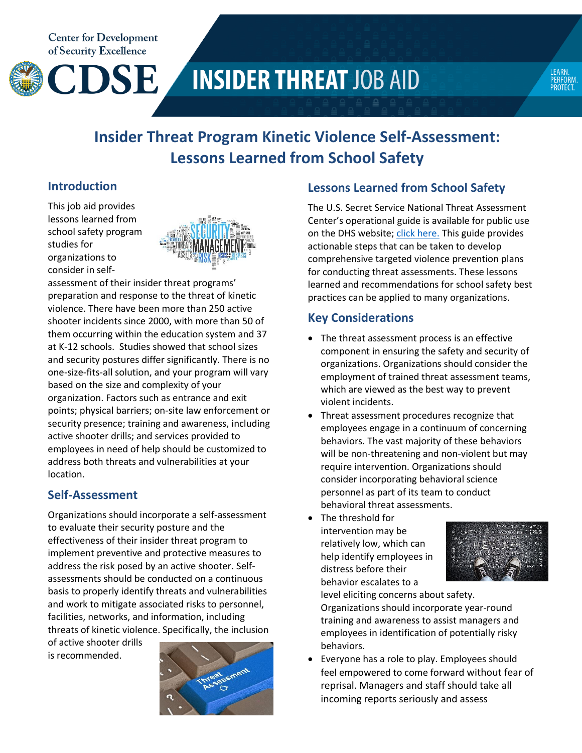Center for Development of Security Excellence

CDSE

# INSIDER THREAT JOB AID

LEARN. PERFORM. PROTECT.

## Insider Threat Program Kinetic Violence Self-Assessment: Lessons Learned from School Safety

### Introduction

This job aid provides lessons learned from school safety program studies for organizations to consider in self-assessment of their insider threat programs' preparation and response to the threat of kinetic violence. There have been more than 250 active shooter incidents since 2000, with more than 50 of them occurring within the education system and 37 at K-12 schools. Studies showed that school sizes and security postures differ significantly. There is no one-size-fits-all solution, and your program will vary based on the size and complexity of your organization. Factors such as entrance and exit points; physical barriers; on-site law enforcement or security presence; training and awareness, including active shooter drills; and services provided to employees in need of help should be customized to address both threats and vulnerabilities at your location.

### Self-Assessment

Organizations should incorporate a self-assessment to evaluate their security posture and the effectiveness of their insider threat program to implement preventive and protective measures to address the risk posed by an active shooter. Self-assessments should be conducted on a continuous basis to properly identify threats and vulnerabilities and work to mitigate associated risks to personnel, facilities, networks, and information, including threats of kinetic violence. Specifically, the inclusion of active shooter drills is recommended.

### Lessons Learned from School Safety

The U.S. Secret Service National Threat Assessment Center's operational guide is available for public use on the DHS website; click here. This guide provides actionable steps that can be taken to develop comprehensive targeted violence prevention plans for conducting threat assessments. These lessons learned and recommendations for school safety best practices can be applied to many organizations.

### Key Considerations

- The threat assessment process is an effective component in ensuring the safety and security of organizations. Organizations should consider the employment of trained threat assessment teams, which are viewed as the best way to prevent violent incidents.
- Threat assessment procedures recognize that employees engage in a continuum of concerning behaviors. The vast majority of these behaviors will be non-threatening and non-violent but may require intervention. Organizations should consider incorporating behavioral science personnel as part of its team to conduct behavioral threat assessments.
- The threshold for intervention may be relatively low, which can help identify employees in distress before their behavior escalates to a level eliciting concerns about safety. Organizations should incorporate year-round training and awareness to assist managers and employees in identification of potentially risky behaviors.
- Everyone has a role to play. Employees should feel empowered to come forward without fear of reprisal. Managers and staff should take all incoming reports seriously and assess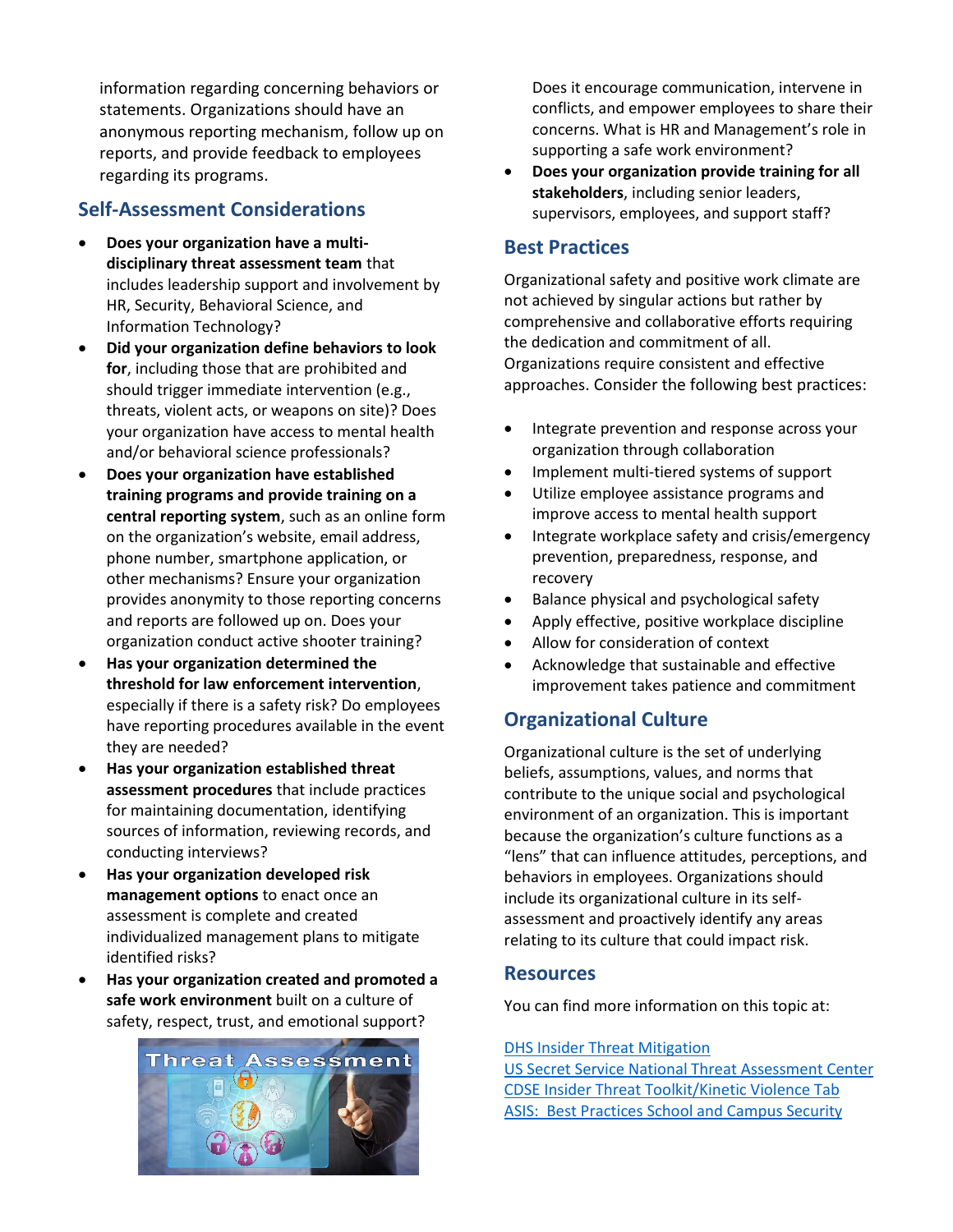information regarding concerning behaviors or statements. Organizations should have an anonymous reporting mechanism, follow up on reports, and provide feedback to employees regarding its programs.

## Self-Assessment Considerations

- **Does your organization have a multi-disciplinary threat assessment team** that includes leadership support and involvement by HR, Security, Behavioral Science, and Information Technology?
- **Did your organization define behaviors to look for**, including those that are prohibited and should trigger immediate intervention (e.g., threats, violent acts, or weapons on site)? Does your organization have access to mental health and/or behavioral science professionals?
- **Does your organization have established training programs and provide training on a central reporting system**, such as an online form on the organization's website, email address, phone number, smartphone application, or other mechanisms? Ensure your organization provides anonymity to those reporting concerns and reports are followed up on. Does your organization conduct active shooter training?
- **Has your organization determined the threshold for law enforcement intervention**, especially if there is a safety risk? Do employees have reporting procedures available in the event they are needed?
- **Has your organization established threat assessment procedures** that include practices for maintaining documentation, identifying sources of information, reviewing records, and conducting interviews?
- **Has your organization developed risk management options** to enact once an assessment is complete and created individualized management plans to mitigate identified risks?
- **Has your organization created and promoted a safe work environment** built on a culture of safety, respect, trust, and emotional support? Does it encourage communication, intervene in conflicts, and empower employees to share their concerns. What is HR and Management's role in supporting a safe work environment?
- **Does your organization provide training for all stakeholders**, including senior leaders, supervisors, employees, and support staff?

## Best Practices

Organizational safety and positive work climate are not achieved by singular actions but rather by comprehensive and collaborative efforts requiring the dedication and commitment of all. Organizations require consistent and effective approaches. Consider the following best practices:

- Integrate prevention and response across your organization through collaboration
- Implement multi-tiered systems of support
- Utilize employee assistance programs and improve access to mental health support
- Integrate workplace safety and crisis/emergency prevention, preparedness, response, and recovery
- Balance physical and psychological safety
- Apply effective, positive workplace discipline
- Allow for consideration of context
- Acknowledge that sustainable and effective improvement takes patience and commitment

## Organizational Culture

Organizational culture is the set of underlying beliefs, assumptions, values, and norms that contribute to the unique social and psychological environment of an organization. This is important because the organization's culture functions as a "lens" that can influence attitudes, perceptions, and behaviors in employees. Organizations should include its organizational culture in its self-assessment and proactively identify any areas relating to its culture that could impact risk.

## Resources

You can find more information on this topic at:

DHS Insider Threat Mitigation
US Secret Service National Threat Assessment Center
CDSE Insider Threat Toolkit/Kinetic Violence Tab
ASIS: Best Practices School and Campus Security